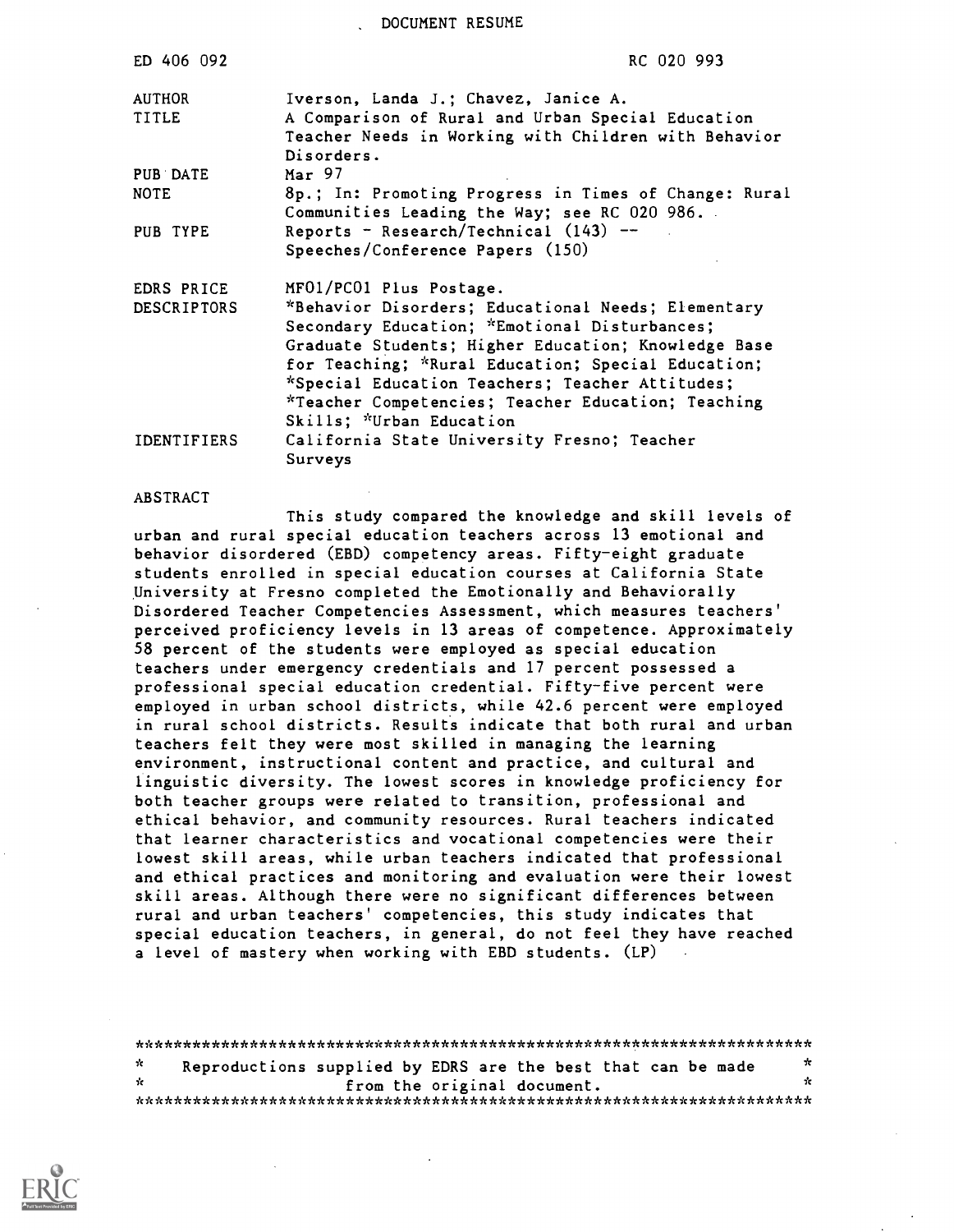DOCUMENT RESUME

| | |
|---|---|
| ED 406 092 | RC 020 993 |
| AUTHOR | Iverson, Landa J.; Chavez, Janice A. |
| TITLE | A Comparison of Rural and Urban Special Education Teacher Needs in Working with Children with Behavior Disorders. |
| PUB DATE | Mar 97 |
| NOTE | 8p.; In: Promoting Progress in Times of Change: Rural Communities Leading the Way; see RC 020 986. |
| PUB TYPE | Reports - Research/Technical (143) -- Speeches/Conference Papers (150) |
| EDRS PRICE | MF01/PC01 Plus Postage. |
| DESCRIPTORS | *Behavior Disorders; Educational Needs; Elementary Secondary Education; *Emotional Disturbances; Graduate Students; Higher Education; Knowledge Base for Teaching; *Rural Education; Special Education; *Special Education Teachers; Teacher Attitudes; *Teacher Competencies; Teacher Education; Teaching Skills; *Urban Education |
| IDENTIFIERS | California State University Fresno; Teacher Surveys |

ABSTRACT

This study compared the knowledge and skill levels of urban and rural special education teachers across 13 emotional and behavior disordered (EBD) competency areas. Fifty-eight graduate students enrolled in special education courses at California State University at Fresno completed the Emotionally and Behaviorally Disordered Teacher Competencies Assessment, which measures teachers' perceived proficiency levels in 13 areas of competence. Approximately 58 percent of the students were employed as special education teachers under emergency credentials and 17 percent possessed a professional special education credential. Fifty-five percent were employed in urban school districts, while 42.6 percent were employed in rural school districts. Results indicate that both rural and urban teachers felt they were most skilled in managing the learning environment, instructional content and practice, and cultural and linguistic diversity. The lowest scores in knowledge proficiency for both teacher groups were related to transition, professional and ethical behavior, and community resources. Rural teachers indicated that learner characteristics and vocational competencies were their lowest skill areas, while urban teachers indicated that professional and ethical practices and monitoring and evaluation were their lowest skill areas. Although there were no significant differences between rural and urban teachers' competencies, this study indicates that special education teachers, in general, do not feel they have reached a level of mastery when working with EBD students. (LP)

***********************************************************************
* Reproductions supplied by EDRS are the best that can be made *
* from the original document. *
***********************************************************************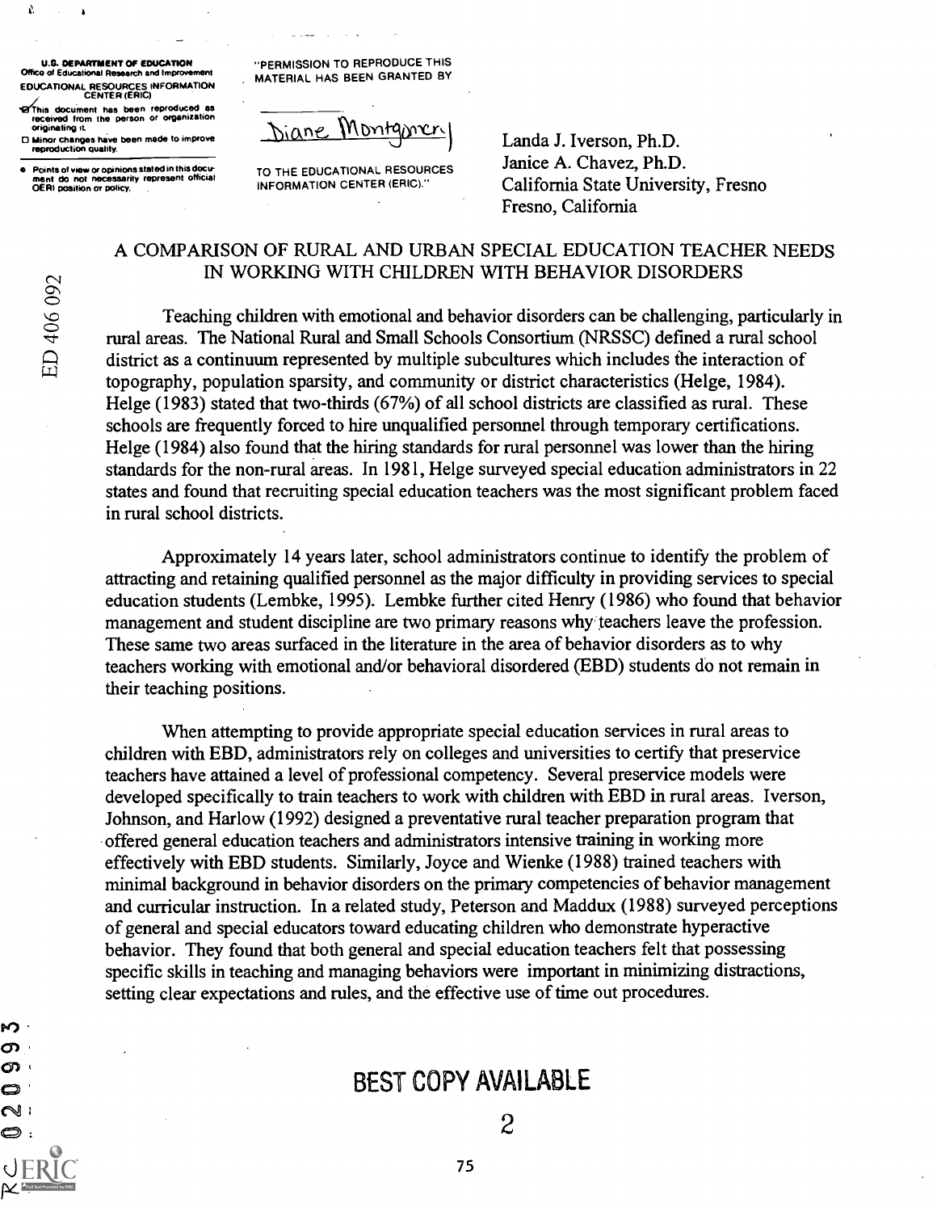U.S. DEPARTMENT OF EDUCATION
Office of Educational Research and Improvement
EDUCATIONAL RESOURCES INFORMATION CENTER (ERIC)

- This document has been reproduced as received from the person or organization originating it.
- Minor changes have been made to improve reproduction quality.
- Points of view or opinions stated in this document do not necessarily represent official OERI position or policy.

"PERMISSION TO REPRODUCE THIS MATERIAL HAS BEEN GRANTED BY

Diane Montgomery

TO THE EDUCATIONAL RESOURCES INFORMATION CENTER (ERIC)."

Landa J. Iverson, Ph.D.
Janice A. Chavez, Ph.D.
California State University, Fresno
Fresno, California

ED 406 092

## A COMPARISON OF RURAL AND URBAN SPECIAL EDUCATION TEACHER NEEDS IN WORKING WITH CHILDREN WITH BEHAVIOR DISORDERS

Teaching children with emotional and behavior disorders can be challenging, particularly in rural areas. The National Rural and Small Schools Consortium (NRSSC) defined a rural school district as a continuum represented by multiple subcultures which includes the interaction of topography, population sparsity, and community or district characteristics (Helge, 1984). Helge (1983) stated that two-thirds (67%) of all school districts are classified as rural. These schools are frequently forced to hire unqualified personnel through temporary certifications. Helge (1984) also found that the hiring standards for rural personnel was lower than the hiring standards for the non-rural areas. In 1981, Helge surveyed special education administrators in 22 states and found that recruiting special education teachers was the most significant problem faced in rural school districts.

Approximately 14 years later, school administrators continue to identify the problem of attracting and retaining qualified personnel as the major difficulty in providing services to special education students (Lembke, 1995). Lembke further cited Henry (1986) who found that behavior management and student discipline are two primary reasons why teachers leave the profession. These same two areas surfaced in the literature in the area of behavior disorders as to why teachers working with emotional and/or behavioral disordered (EBD) students do not remain in their teaching positions.

When attempting to provide appropriate special education services in rural areas to children with EBD, administrators rely on colleges and universities to certify that preservice teachers have attained a level of professional competency. Several preservice models were developed specifically to train teachers to work with children with EBD in rural areas. Iverson, Johnson, and Harlow (1992) designed a preventative rural teacher preparation program that offered general education teachers and administrators intensive training in working more effectively with EBD students. Similarly, Joyce and Wienke (1988) trained teachers with minimal background in behavior disorders on the primary competencies of behavior management and curricular instruction. In a related study, Peterson and Maddux (1988) surveyed perceptions of general and special educators toward educating children who demonstrate hyperactive behavior. They found that both general and special education teachers felt that possessing specific skills in teaching and managing behaviors were important in minimizing distractions, setting clear expectations and rules, and the effective use of time out procedures.

BEST COPY AVAILABLE

RC020993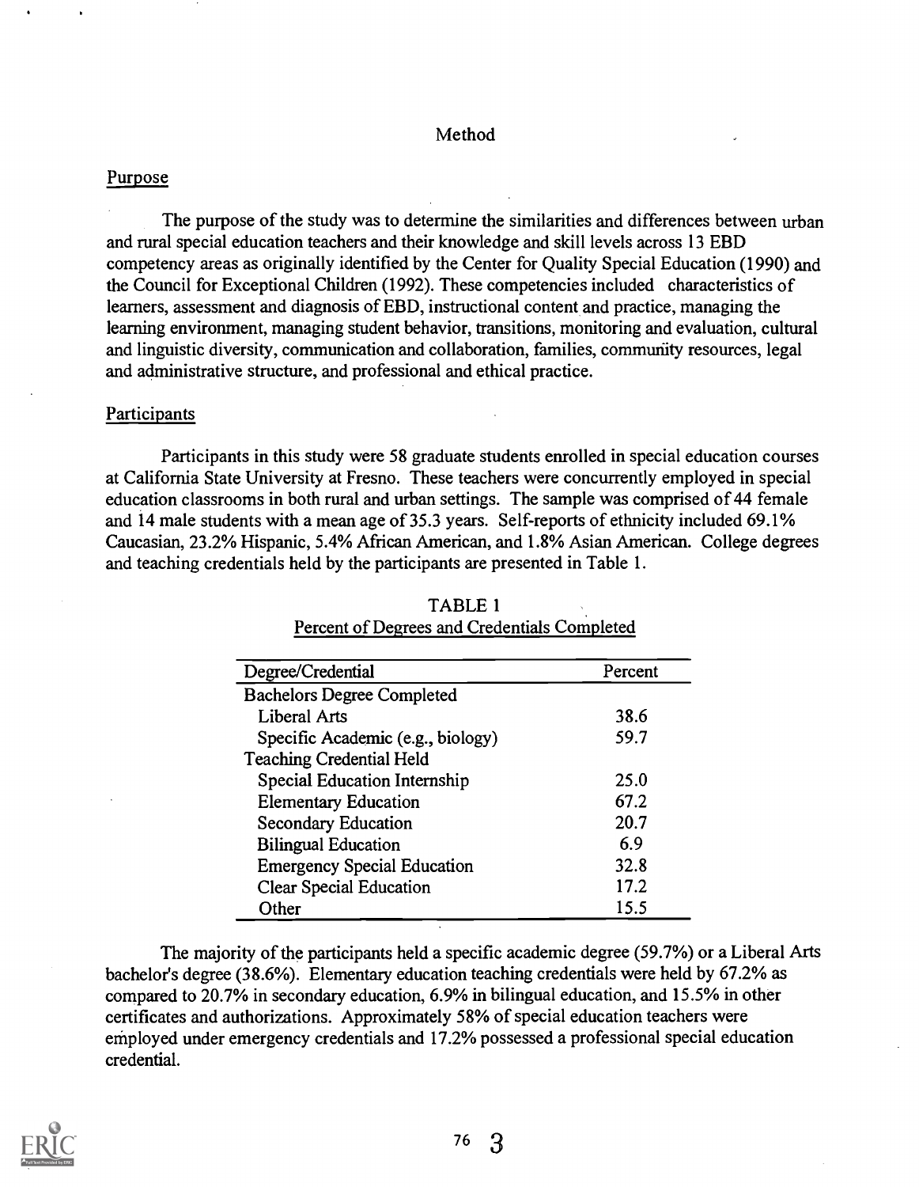# Method

## Purpose

The purpose of the study was to determine the similarities and differences between urban and rural special education teachers and their knowledge and skill levels across 13 EBD competency areas as originally identified by the Center for Quality Special Education (1990) and the Council for Exceptional Children (1992). These competencies included characteristics of learners, assessment and diagnosis of EBD, instructional content and practice, managing the learning environment, managing student behavior, transitions, monitoring and evaluation, cultural and linguistic diversity, communication and collaboration, families, community resources, legal and administrative structure, and professional and ethical practice.

## Participants

Participants in this study were 58 graduate students enrolled in special education courses at California State University at Fresno. These teachers were concurrently employed in special education classrooms in both rural and urban settings. The sample was comprised of 44 female and 14 male students with a mean age of 35.3 years. Self-reports of ethnicity included 69.1% Caucasian, 23.2% Hispanic, 5.4% African American, and 1.8% Asian American. College degrees and teaching credentials held by the participants are presented in Table 1.

TABLE 1
Percent of Degrees and Credentials Completed

| Degree/Credential | Percent |
|---|---|
| Bachelors Degree Completed | |
| Liberal Arts | 38.6 |
| Specific Academic (e.g., biology) | 59.7 |
| Teaching Credential Held | |
| Special Education Internship | 25.0 |
| Elementary Education | 67.2 |
| Secondary Education | 20.7 |
| Bilingual Education | 6.9 |
| Emergency Special Education | 32.8 |
| Clear Special Education | 17.2 |
| Other | 15.5 |

The majority of the participants held a specific academic degree (59.7%) or a Liberal Arts bachelor's degree (38.6%). Elementary education teaching credentials were held by 67.2% as compared to 20.7% in secondary education, 6.9% in bilingual education, and 15.5% in other certificates and authorizations. Approximately 58% of special education teachers were employed under emergency credentials and 17.2% possessed a professional special education credential.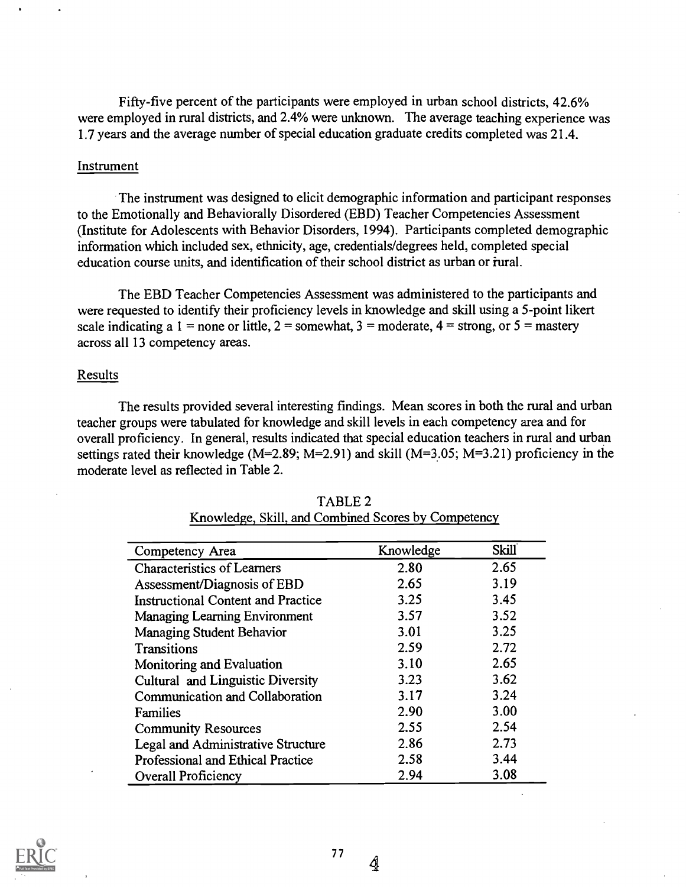Fifty-five percent of the participants were employed in urban school districts, 42.6% were employed in rural districts, and 2.4% were unknown. The average teaching experience was 1.7 years and the average number of special education graduate credits completed was 21.4.

## Instrument

The instrument was designed to elicit demographic information and participant responses to the Emotionally and Behaviorally Disordered (EBD) Teacher Competencies Assessment (Institute for Adolescents with Behavior Disorders, 1994). Participants completed demographic information which included sex, ethnicity, age, credentials/degrees held, completed special education course units, and identification of their school district as urban or rural.

The EBD Teacher Competencies Assessment was administered to the participants and were requested to identify their proficiency levels in knowledge and skill using a 5-point likert scale indicating a 1 = none or little, 2 = somewhat, 3 = moderate, 4 = strong, or 5 = mastery across all 13 competency areas.

## Results

The results provided several interesting findings. Mean scores in both the rural and urban teacher groups were tabulated for knowledge and skill levels in each competency area and for overall proficiency. In general, results indicated that special education teachers in rural and urban settings rated their knowledge (M=2.89; M=2.91) and skill (M=3.05; M=3.21) proficiency in the moderate level as reflected in Table 2.

TABLE 2
Knowledge, Skill, and Combined Scores by Competency

| Competency Area | Knowledge | Skill |
|---|---|---|
| Characteristics of Learners | 2.80 | 2.65 |
| Assessment/Diagnosis of EBD | 2.65 | 3.19 |
| Instructional Content and Practice | 3.25 | 3.45 |
| Managing Learning Environment | 3.57 | 3.52 |
| Managing Student Behavior | 3.01 | 3.25 |
| Transitions | 2.59 | 2.72 |
| Monitoring and Evaluation | 3.10 | 2.65 |
| Cultural and Linguistic Diversity | 3.23 | 3.62 |
| Communication and Collaboration | 3.17 | 3.24 |
| Families | 2.90 | 3.00 |
| Community Resources | 2.55 | 2.54 |
| Legal and Administrative Structure | 2.86 | 2.73 |
| Professional and Ethical Practice | 2.58 | 3.44 |
| Overall Proficiency | 2.94 | 3.08 |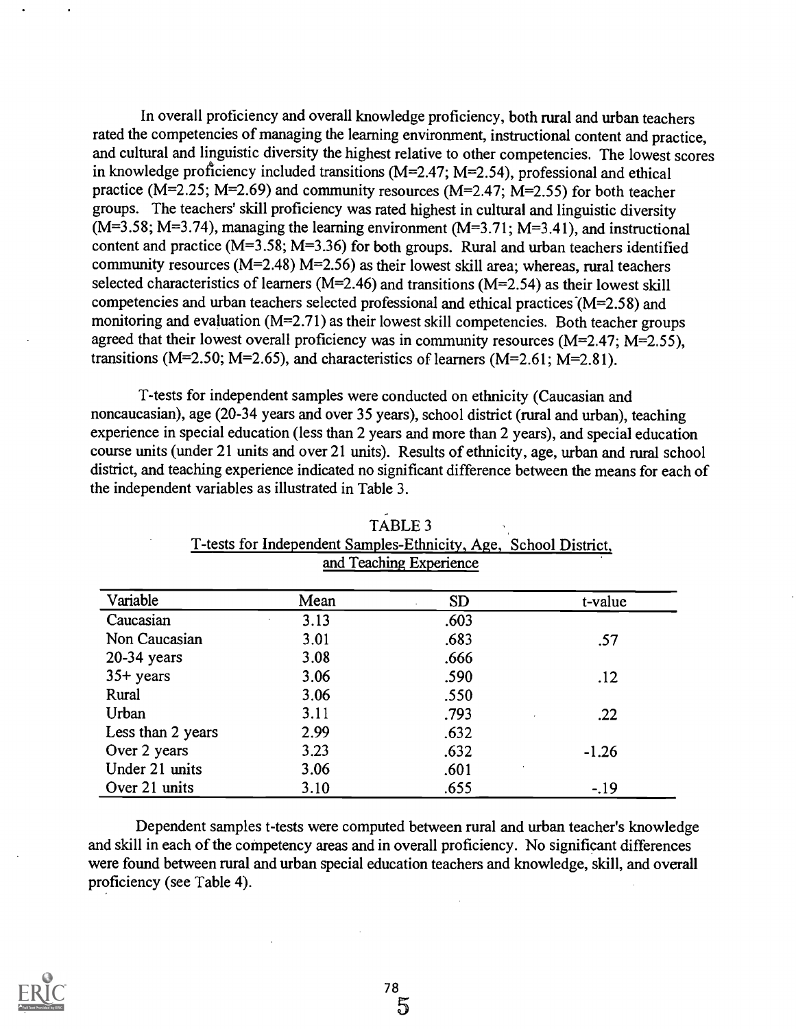In overall proficiency and overall knowledge proficiency, both rural and urban teachers rated the competencies of managing the learning environment, instructional content and practice, and cultural and linguistic diversity the highest relative to other competencies. The lowest scores in knowledge proficiency included transitions (M=2.47; M=2.54), professional and ethical practice (M=2.25; M=2.69) and community resources (M=2.47; M=2.55) for both teacher groups. The teachers' skill proficiency was rated highest in cultural and linguistic diversity (M=3.58; M=3.74), managing the learning environment (M=3.71; M=3.41), and instructional content and practice (M=3.58; M=3.36) for both groups. Rural and urban teachers identified community resources (M=2.48) M=2.56) as their lowest skill area; whereas, rural teachers selected characteristics of learners (M=2.46) and transitions (M=2.54) as their lowest skill competencies and urban teachers selected professional and ethical practices (M=2.58) and monitoring and evaluation (M=2.71) as their lowest skill competencies. Both teacher groups agreed that their lowest overall proficiency was in community resources (M=2.47; M=2.55), transitions (M=2.50; M=2.65), and characteristics of learners (M=2.61; M=2.81).

T-tests for independent samples were conducted on ethnicity (Caucasian and noncaucasian), age (20-34 years and over 35 years), school district (rural and urban), teaching experience in special education (less than 2 years and more than 2 years), and special education course units (under 21 units and over 21 units). Results of ethnicity, age, urban and rural school district, and teaching experience indicated no significant difference between the means for each of the independent variables as illustrated in Table 3.

TABLE 3
T-tests for Independent Samples-Ethnicity, Age, School District, and Teaching Experience

| Variable | Mean | SD | t-value |
|---|---|---|---|
| Caucasian | 3.13 | .603 | |
| Non Caucasian | 3.01 | .683 | .57 |
| 20-34 years | 3.08 | .666 | |
| 35+ years | 3.06 | .590 | .12 |
| Rural | 3.06 | .550 | |
| Urban | 3.11 | .793 | .22 |
| Less than 2 years | 2.99 | .632 | |
| Over 2 years | 3.23 | .632 | -1.26 |
| Under 21 units | 3.06 | .601 | |
| Over 21 units | 3.10 | .655 | -.19 |

Dependent samples t-tests were computed between rural and urban teacher's knowledge and skill in each of the competency areas and in overall proficiency. No significant differences were found between rural and urban special education teachers and knowledge, skill, and overall proficiency (see Table 4).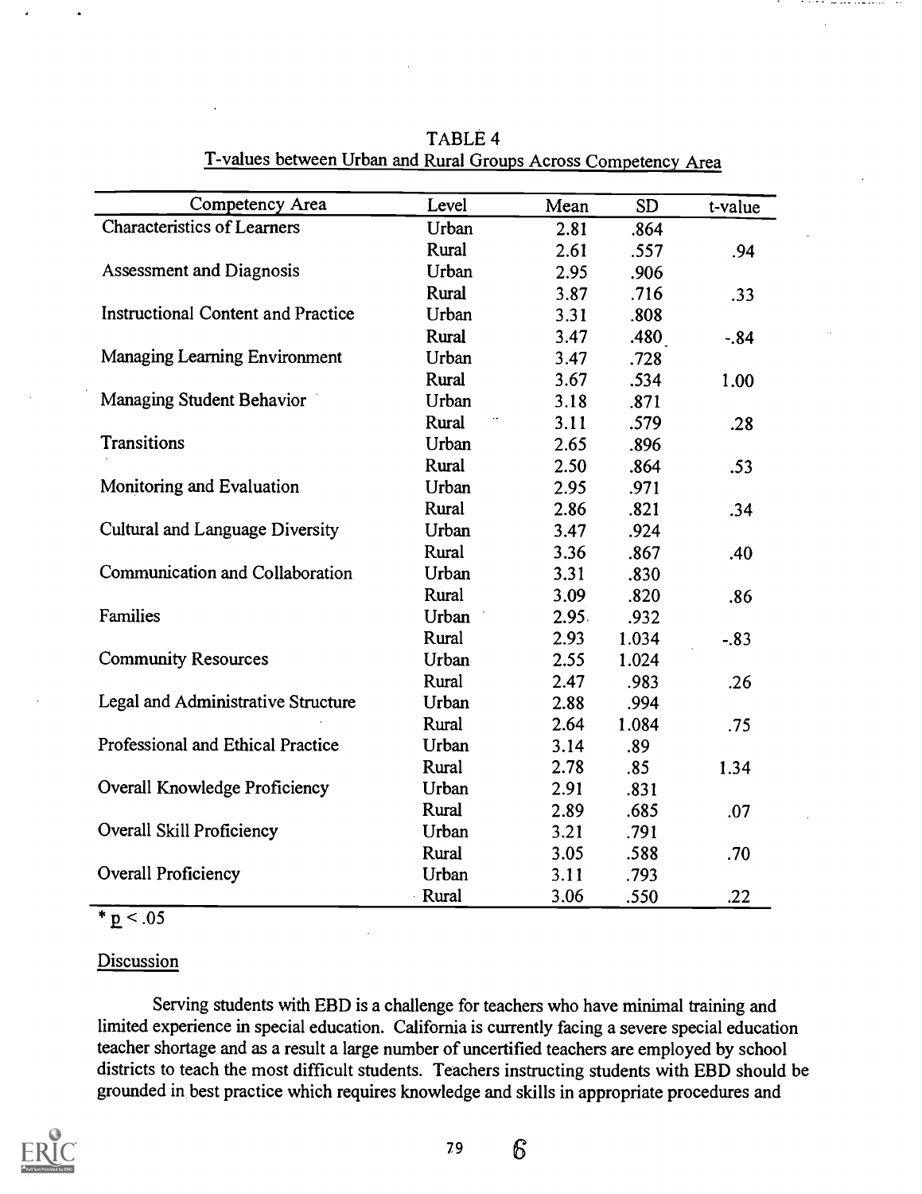TABLE 4

T-values between Urban and Rural Groups Across Competency Area

| Competency Area | Level | Mean | SD | t-value |
|---|---|---|---|---|
| Characteristics of Learners | Urban | 2.81 | .864 | |
| | Rural | 2.61 | .557 | .94 |
| Assessment and Diagnosis | Urban | 2.95 | .906 | |
| | Rural | 3.87 | .716 | .33 |
| Instructional Content and Practice | Urban | 3.31 | .808 | |
| | Rural | 3.47 | .480 | -.84 |
| Managing Learning Environment | Urban | 3.47 | .728 | |
| | Rural | 3.67 | .534 | 1.00 |
| Managing Student Behavior | Urban | 3.18 | .871 | |
| | Rural | 3.11 | .579 | .28 |
| Transitions | Urban | 2.65 | .896 | |
| | Rural | 2.50 | .864 | .53 |
| Monitoring and Evaluation | Urban | 2.95 | .971 | |
| | Rural | 2.86 | .821 | .34 |
| Cultural and Language Diversity | Urban | 3.47 | .924 | |
| | Rural | 3.36 | .867 | .40 |
| Communication and Collaboration | Urban | 3.31 | .830 | |
| | Rural | 3.09 | .820 | .86 |
| Families | Urban | 2.95 | .932 | |
| | Rural | 2.93 | 1.034 | -.83 |
| Community Resources | Urban | 2.55 | 1.024 | |
| | Rural | 2.47 | .983 | .26 |
| Legal and Administrative Structure | Urban | 2.88 | .994 | |
| | Rural | 2.64 | 1.084 | .75 |
| Professional and Ethical Practice | Urban | 3.14 | .89 | |
| | Rural | 2.78 | .85 | 1.34 |
| Overall Knowledge Proficiency | Urban | 2.91 | .831 | |
| | Rural | 2.89 | .685 | .07 |
| Overall Skill Proficiency | Urban | 3.21 | .791 | |
| | Rural | 3.05 | .588 | .70 |
| Overall Proficiency | Urban | 3.11 | .793 | |
| | Rural | 3.06 | .550 | .22 |

* $p < .05$

## Discussion

Serving students with EBD is a challenge for teachers who have minimal training and limited experience in special education. California is currently facing a severe special education teacher shortage and as a result a large number of uncertified teachers are employed by school districts to teach the most difficult students. Teachers instructing students with EBD should be grounded in best practice which requires knowledge and skills in appropriate procedures and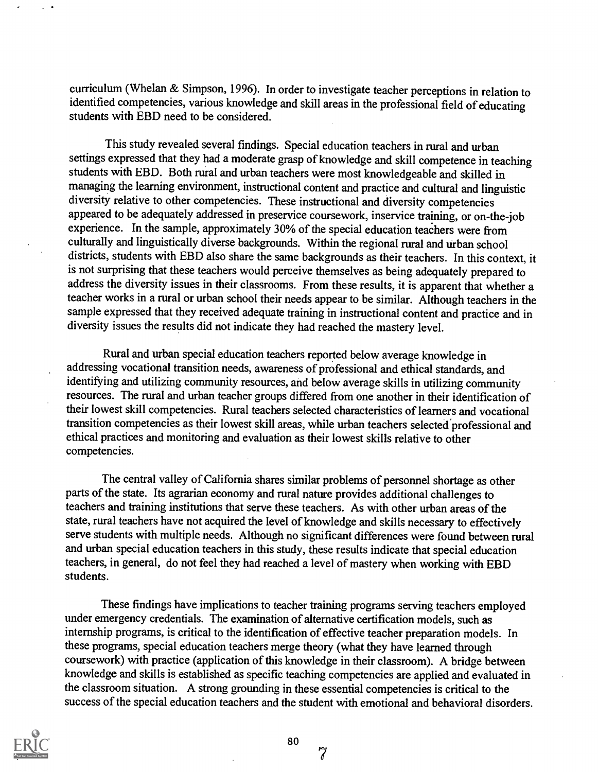curriculum (Whelan & Simpson, 1996). In order to investigate teacher perceptions in relation to identified competencies, various knowledge and skill areas in the professional field of educating students with EBD need to be considered.

This study revealed several findings. Special education teachers in rural and urban settings expressed that they had a moderate grasp of knowledge and skill competence in teaching students with EBD. Both rural and urban teachers were most knowledgeable and skilled in managing the learning environment, instructional content and practice and cultural and linguistic diversity relative to other competencies. These instructional and diversity competencies appeared to be adequately addressed in preservice coursework, inservice training, or on-the-job experience. In the sample, approximately 30% of the special education teachers were from culturally and linguistically diverse backgrounds. Within the regional rural and urban school districts, students with EBD also share the same backgrounds as their teachers. In this context, it is not surprising that these teachers would perceive themselves as being adequately prepared to address the diversity issues in their classrooms. From these results, it is apparent that whether a teacher works in a rural or urban school their needs appear to be similar. Although teachers in the sample expressed that they received adequate training in instructional content and practice and in diversity issues the results did not indicate they had reached the mastery level.

Rural and urban special education teachers reported below average knowledge in addressing vocational transition needs, awareness of professional and ethical standards, and identifying and utilizing community resources, and below average skills in utilizing community resources. The rural and urban teacher groups differed from one another in their identification of their lowest skill competencies. Rural teachers selected characteristics of learners and vocational transition competencies as their lowest skill areas, while urban teachers selected professional and ethical practices and monitoring and evaluation as their lowest skills relative to other competencies.

The central valley of California shares similar problems of personnel shortage as other parts of the state. Its agrarian economy and rural nature provides additional challenges to teachers and training institutions that serve these teachers. As with other urban areas of the state, rural teachers have not acquired the level of knowledge and skills necessary to effectively serve students with multiple needs. Although no significant differences were found between rural and urban special education teachers in this study, these results indicate that special education teachers, in general, do not feel they had reached a level of mastery when working with EBD students.

These findings have implications to teacher training programs serving teachers employed under emergency credentials. The examination of alternative certification models, such as internship programs, is critical to the identification of effective teacher preparation models. In these programs, special education teachers merge theory (what they have learned through coursework) with practice (application of this knowledge in their classroom). A bridge between knowledge and skills is established as specific teaching competencies are applied and evaluated in the classroom situation. A strong grounding in these essential competencies is critical to the success of the special education teachers and the student with emotional and behavioral disorders.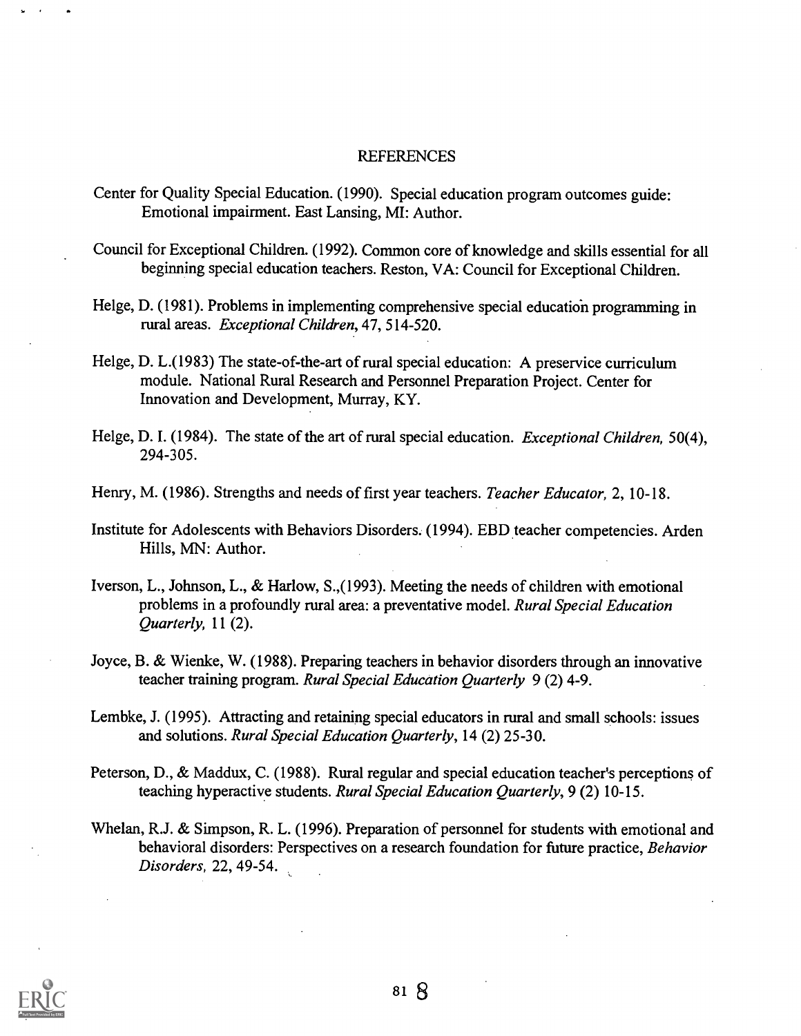# REFERENCES

Center for Quality Special Education. (1990). Special education program outcomes guide: Emotional impairment. East Lansing, MI: Author.

Council for Exceptional Children. (1992). Common core of knowledge and skills essential for all beginning special education teachers. Reston, VA: Council for Exceptional Children.

Helge, D. (1981). Problems in implementing comprehensive special education programming in rural areas. *Exceptional Children*, 47, 514-520.

Helge, D. L.(1983) The state-of-the-art of rural special education: A preservice curriculum module. National Rural Research and Personnel Preparation Project. Center for Innovation and Development, Murray, KY.

Helge, D. I. (1984). The state of the art of rural special education. *Exceptional Children,* 50(4), 294-305.

Henry, M. (1986). Strengths and needs of first year teachers. *Teacher Educator,* 2, 10-18.

Institute for Adolescents with Behaviors Disorders. (1994). EBD teacher competencies. Arden Hills, MN: Author.

Iverson, L., Johnson, L., & Harlow, S.,(1993). Meeting the needs of children with emotional problems in a profoundly rural area: a preventative model. *Rural Special Education Quarterly,* 11 (2).

Joyce, B. & Wienke, W. (1988). Preparing teachers in behavior disorders through an innovative teacher training program. *Rural Special Education Quarterly* 9 (2) 4-9.

Lembke, J. (1995). Attracting and retaining special educators in rural and small schools: issues and solutions. *Rural Special Education Quarterly*, 14 (2) 25-30.

Peterson, D., & Maddux, C. (1988). Rural regular and special education teacher's perceptions of teaching hyperactive students. *Rural Special Education Quarterly*, 9 (2) 10-15.

Whelan, R.J. & Simpson, R. L. (1996). Preparation of personnel for students with emotional and behavioral disorders: Perspectives on a research foundation for future practice, *Behavior Disorders,* 22, 49-54.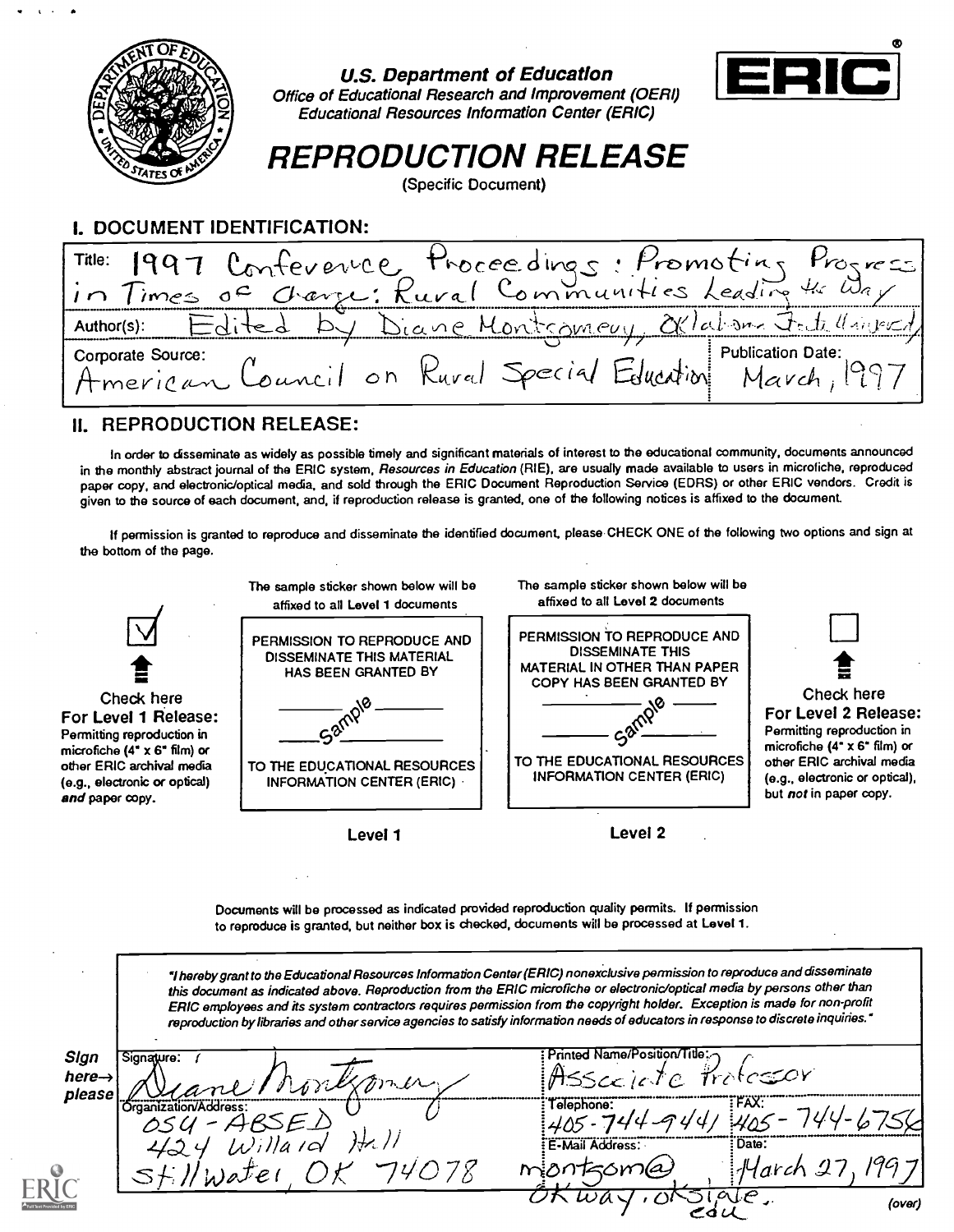**U.S. Department of Education**
*Office of Educational Research and Improvement (OERI)*
*Educational Resources Information Center (ERIC)*

ERIC

# REPRODUCTION RELEASE

(Specific Document)

## I. DOCUMENT IDENTIFICATION:

Title: 1997 Conference Proceedings: Promoting Progress in Times of Change: Rural Communities Leading the Way

Author(s): Edited by Diane Montgomery, Oklahoma State University

Corporate Source: American Council on Rural Special Education

Publication Date: March, 1997

## II. REPRODUCTION RELEASE:

In order to disseminate as widely as possible timely and significant materials of interest to the educational community, documents announced in the monthly abstract journal of the ERIC system, *Resources in Education* (RIE), are usually made available to users in microfiche, reproduced paper copy, and electronic/optical media, and sold through the ERIC Document Reproduction Service (EDRS) or other ERIC vendors. Credit is given to the source of each document, and, if reproduction release is granted, one of the following notices is affixed to the document.

If permission is granted to reproduce and disseminate the identified document, please CHECK ONE of the following two options and sign at the bottom of the page.

☑ Check here **For Level 1 Release:** Permitting reproduction in microfiche (4" x 6" film) or other ERIC archival media (e.g., electronic or optical) ***and*** paper copy.

The sample sticker shown below will be affixed to all Level 1 documents

PERMISSION TO REPRODUCE AND DISSEMINATE THIS MATERIAL HAS BEEN GRANTED BY

Sample

TO THE EDUCATIONAL RESOURCES INFORMATION CENTER (ERIC)

**Level 1**

The sample sticker shown below will be affixed to all Level 2 documents

PERMISSION TO REPRODUCE AND DISSEMINATE THIS MATERIAL IN OTHER THAN PAPER COPY HAS BEEN GRANTED BY

Sample

TO THE EDUCATIONAL RESOURCES INFORMATION CENTER (ERIC)

**Level 2**

☐ Check here **For Level 2 Release:** Permitting reproduction in microfiche (4" x 6" film) or other ERIC archival media (e.g., electronic or optical), but *not* in paper copy.

Documents will be processed as indicated provided reproduction quality permits. If permission to reproduce is granted, but neither box is checked, documents will be processed at Level 1.

*"I hereby grant to the Educational Resources Information Center (ERIC) nonexclusive permission to reproduce and disseminate this document as indicated above. Reproduction from the ERIC microfiche or electronic/optical media by persons other than ERIC employees and its system contractors requires permission from the copyright holder. Exception is made for non-profit reproduction by libraries and other service agencies to satisfy information needs of educators in response to discrete inquiries."*

**Sign here→ please**

| | | |
|---|---|---|
| Signature: Diane Montgomery | Printed Name/Position/Title: Associate Professor | |
| Organization/Address: OSU - ABSED 424 Willard Hall Stillwater, OK 74078 | Telephone: 405-744-9441 | FAX: 405-744-6756 |
| | E-Mail Address: montgom@okway.okstate.edu | Date: March 27, 1997 |

(over)